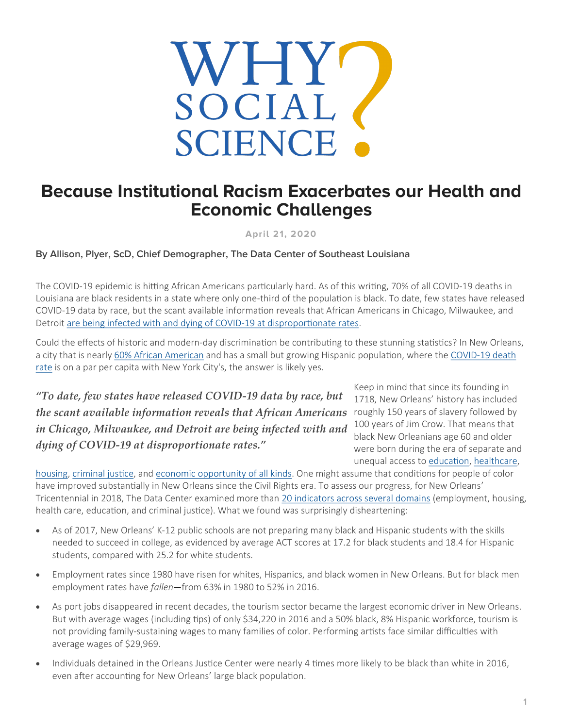# WHY SOCIAL SCIENCE?

## Because Institutional Racism Exacerbates our Health and Economic Challenges

April 21, 2020

**By Allison, Plyer, ScD, Chief Demographer, The Data Center of Southeast Louisiana**

The COVID-19 epidemic is hitting African Americans particularly hard. As of this writing, 70% of all COVID-19 deaths in Louisiana are black residents in a state where only one-third of the population is black. To date, few states have released COVID-19 data by race, but the scant available information reveals that African Americans in Chicago, Milwaukee, and Detroit are being infected with and dying of COVID-19 at disproportionate rates.

Could the effects of historic and modern-day discrimination be contributing to these stunning statistics? In New Orleans, a city that is nearly 60% African American and has a small but growing Hispanic population, where the COVID-19 death rate is on a par per capita with New York City's, the answer is likely yes.

> *"To date, few states have released COVID-19 data by race, but the scant available information reveals that African Americans in Chicago, Milwaukee, and Detroit are being infected with and dying of COVID-19 at disproportionate rates."*

Keep in mind that since its founding in 1718, New Orleans' history has included roughly 150 years of slavery followed by 100 years of Jim Crow. That means that black New Orleanians age 60 and older were born during the era of separate and unequal access to education, healthcare, housing, criminal justice, and economic opportunity of all kinds. One might assume that conditions for people of color have improved substantially in New Orleans since the Civil Rights era. To assess our progress, for New Orleans' Tricentennial in 2018, The Data Center examined more than 20 indicators across several domains (employment, housing, health care, education, and criminal justice). What we found was surprisingly disheartening:

- As of 2017, New Orleans' K-12 public schools are not preparing many black and Hispanic students with the skills needed to succeed in college, as evidenced by average ACT scores at 17.2 for black students and 18.4 for Hispanic students, compared with 25.2 for white students.
- Employment rates since 1980 have risen for whites, Hispanics, and black women in New Orleans. But for black men employment rates have *fallen*—from 63% in 1980 to 52% in 2016.
- As port jobs disappeared in recent decades, the tourism sector became the largest economic driver in New Orleans. But with average wages (including tips) of only $34,220 in 2016 and a 50% black, 8% Hispanic workforce, tourism is not providing family-sustaining wages to many families of color. Performing artists face similar difficulties with average wages of $29,969.
- Individuals detained in the Orleans Justice Center were nearly 4 times more likely to be black than white in 2016, even after accounting for New Orleans' large black population.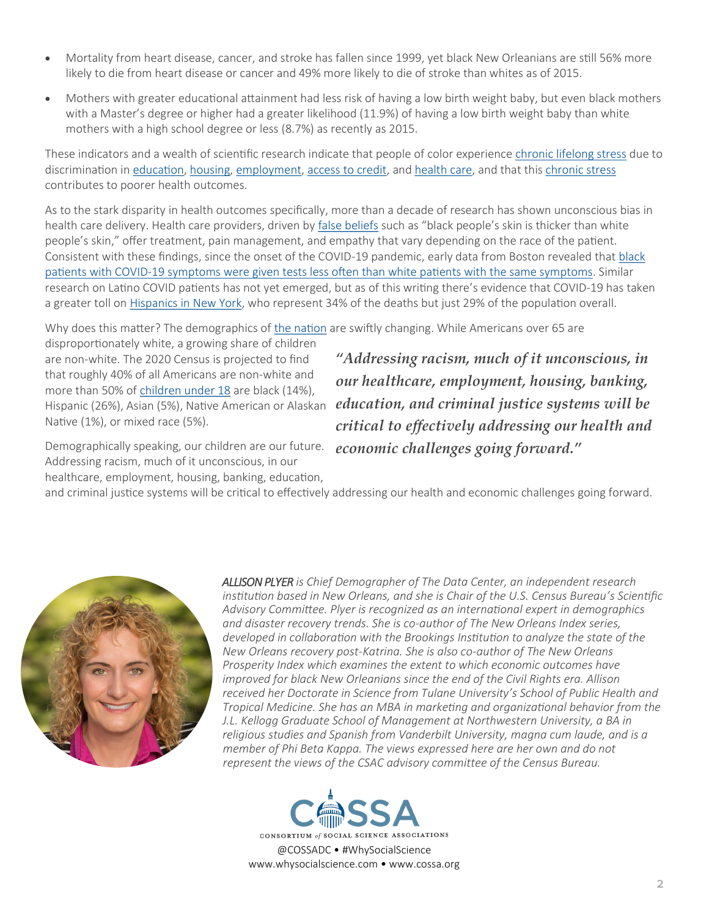- Mortality from heart disease, cancer, and stroke has fallen since 1999, yet black New Orleanians are still 56% more likely to die from heart disease or cancer and 49% more likely to die of stroke than whites as of 2015.
- Mothers with greater educational attainment had less risk of having a low birth weight baby, but even black mothers with a Master's degree or higher had a greater likelihood (11.9%) of having a low birth weight baby than white mothers with a high school degree or less (8.7%) as recently as 2015.

These indicators and a wealth of scientific research indicate that people of color experience chronic lifelong stress due to discrimination in education, housing, employment, access to credit, and health care, and that this chronic stress contributes to poorer health outcomes.

As to the stark disparity in health outcomes specifically, more than a decade of research has shown unconscious bias in health care delivery. Health care providers, driven by false beliefs such as "black people's skin is thicker than white people's skin," offer treatment, pain management, and empathy that vary depending on the race of the patient. Consistent with these findings, since the onset of the COVID-19 pandemic, early data from Boston revealed that black patients with COVID-19 symptoms were given tests less often than white patients with the same symptoms. Similar research on Latino COVID patients has not yet emerged, but as of this writing there's evidence that COVID-19 has taken a greater toll on Hispanics in New York, who represent 34% of the deaths but just 29% of the population overall.

Why does this matter? The demographics of the nation are swiftly changing. While Americans over 65 are disproportionately white, a growing share of children are non-white. The 2020 Census is projected to find that roughly 40% of all Americans are non-white and more than 50% of children under 18 are black (14%), Hispanic (26%), Asian (5%), Native American or Alaskan Native (1%), or mixed race (5%).

> ***"Addressing racism, much of it unconscious, in our healthcare, employment, housing, banking, education, and criminal justice systems will be critical to effectively addressing our health and economic challenges going forward."***

Demographically speaking, our children are our future. Addressing racism, much of it unconscious, in our healthcare, employment, housing, banking, education, and criminal justice systems will be critical to effectively addressing our health and economic challenges going forward.

*ALLISON PLYER is Chief Demographer of The Data Center, an independent research institution based in New Orleans, and she is Chair of the U.S. Census Bureau's Scientific Advisory Committee. Plyer is recognized as an international expert in demographics and disaster recovery trends. She is co-author of The New Orleans Index series, developed in collaboration with the Brookings Institution to analyze the state of the New Orleans recovery post-Katrina. She is also co-author of The New Orleans Prosperity Index which examines the extent to which economic outcomes have improved for black New Orleanians since the end of the Civil Rights era. Allison received her Doctorate in Science from Tulane University's School of Public Health and Tropical Medicine. She has an MBA in marketing and organizational behavior from the J.L. Kellogg Graduate School of Management at Northwestern University, a BA in religious studies and Spanish from Vanderbilt University, magna cum laude, and is a member of Phi Beta Kappa. The views expressed here are her own and do not represent the views of the CSAC advisory committee of the Census Bureau.*

COSSA
CONSORTIUM of SOCIAL SCIENCE ASSOCIATIONS
@COSSADC • #WhySocialScience
www.whysocialscience.com • www.cossa.org